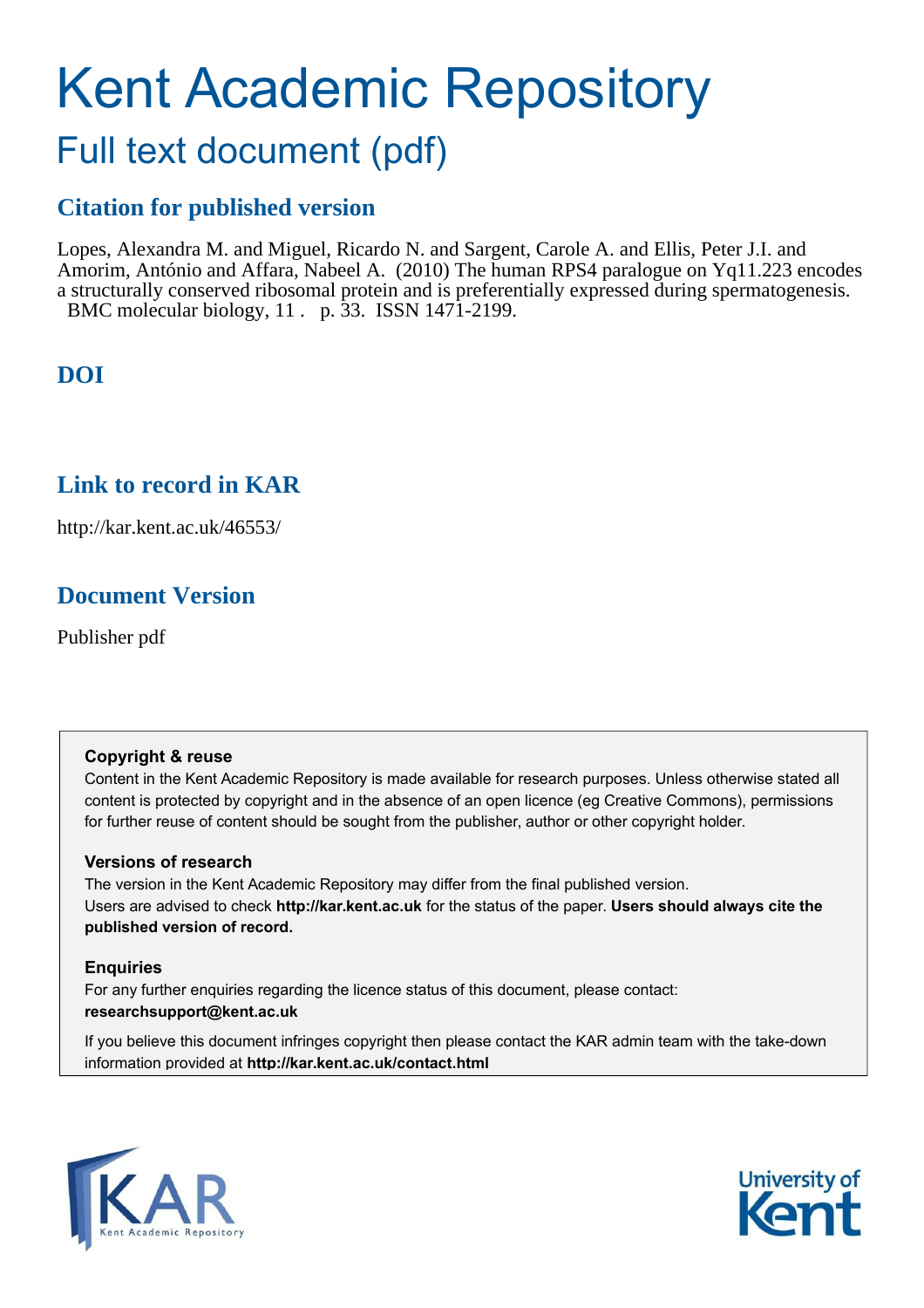# Kent Academic Repository

## Full text document (pdf)

### Citation for published version

Lopes, Alexandra M. and Miguel, Ricardo N. and Sargent, Carole A. and Ellis, Peter J.I. and Amorim, António and Affara, Nabeel A. (2010) The human RPS4 paralogue on Yq11.223 encodes a structurally conserved ribosomal protein and is preferentially expressed during spermatogenesis. BMC molecular biology, 11 . p. 33. ISSN 1471-2199.

### DOI

### Link to record in KAR

http://kar.kent.ac.uk/46553/

### Document Version

Publisher pdf

**Copyright & reuse**

Content in the Kent Academic Repository is made available for research purposes. Unless otherwise stated all content is protected by copyright and in the absence of an open licence (eg Creative Commons), permissions for further reuse of content should be sought from the publisher, author or other copyright holder.

**Versions of research**

The version in the Kent Academic Repository may differ from the final published version. Users are advised to check **http://kar.kent.ac.uk** for the status of the paper. **Users should always cite the published version of record.**

**Enquiries**

For any further enquiries regarding the licence status of this document, please contact: **researchsupport@kent.ac.uk**

If you believe this document infringes copyright then please contact the KAR admin team with the take-down information provided at **http://kar.kent.ac.uk/contact.html**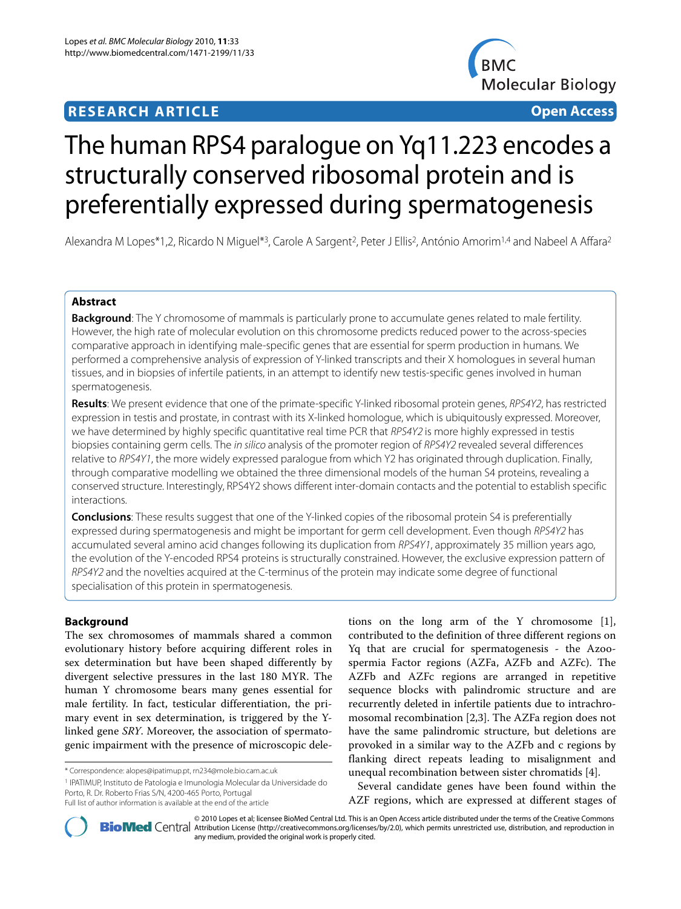# The human RPS4 paralogue on Yq11.223 encodes a structurally conserved ribosomal protein and is preferentially expressed during spermatogenesis

Alexandra M Lopes*[1,2], Ricardo N Miguel*[3], Carole A Sargent[2], Peter J Ellis[2], António Amorim[1,4] and Nabeel A Affara[2]

## Abstract

**Background**: The Y chromosome of mammals is particularly prone to accumulate genes related to male fertility. However, the high rate of molecular evolution on this chromosome predicts reduced power to the across-species comparative approach in identifying male-specific genes that are essential for sperm production in humans. We performed a comprehensive analysis of expression of Y-linked transcripts and their X homologues in several human tissues, and in biopsies of infertile patients, in an attempt to identify new testis-specific genes involved in human spermatogenesis.

**Results**: We present evidence that one of the primate-specific Y-linked ribosomal protein genes, *RPS4Y2*, has restricted expression in testis and prostate, in contrast with its X-linked homologue, which is ubiquitously expressed. Moreover, we have determined by highly specific quantitative real time PCR that *RPS4Y2* is more highly expressed in testis biopsies containing germ cells. The *in silico* analysis of the promoter region of *RPS4Y2* revealed several differences relative to *RPS4Y1*, the more widely expressed paralogue from which Y2 has originated through duplication. Finally, through comparative modelling we obtained the three dimensional models of the human S4 proteins, revealing a conserved structure. Interestingly, RPS4Y2 shows different inter-domain contacts and the potential to establish specific interactions.

**Conclusions**: These results suggest that one of the Y-linked copies of the ribosomal protein S4 is preferentially expressed during spermatogenesis and might be important for germ cell development. Even though *RPS4Y2* has accumulated several amino acid changes following its duplication from *RPS4Y1*, approximately 35 million years ago, the evolution of the Y-encoded RPS4 proteins is structurally constrained. However, the exclusive expression pattern of *RPS4Y2* and the novelties acquired at the C-terminus of the protein may indicate some degree of functional specialisation of this protein in spermatogenesis.

## Background

The sex chromosomes of mammals shared a common evolutionary history before acquiring different roles in sex determination but have been shaped differently by divergent selective pressures in the last 180 MYR. The human Y chromosome bears many genes essential for male fertility. In fact, testicular differentiation, the primary event in sex determination, is triggered by the Y-linked gene *SRY*. Moreover, the association of spermatogenic impairment with the presence of microscopic deletions on the long arm of the Y chromosome [1], contributed to the definition of three different regions on Yq that are crucial for spermatogenesis - the Azoospermia Factor regions (AZFa, AZFb and AZFc). The AZFb and AZFc regions are arranged in repetitive sequence blocks with palindromic structure and are recurrently deleted in infertile patients due to intrachromosomal recombination [2,3]. The AZFa region does not have the same palindromic structure, but deletions are provoked in a similar way to the AZFb and c regions by flanking direct repeats leading to misalignment and unequal recombination between sister chromatids [4].

Several candidate genes have been found within the AZF regions, which are expressed at different stages of

\* Correspondence: alopes@ipatimup.pt, rn234@mole.bio.cam.ac.uk

[1] IPATIMUP, Instituto de Patologia e Imunologia Molecular da Universidade do Porto, R. Dr. Roberto Frias S/N, 4200-465 Porto, Portugal

Full list of author information is available at the end of the article

© 2010 Lopes et al; licensee BioMed Central Ltd. This is an Open Access article distributed under the terms of the Creative Commons Attribution License (http://creativecommons.org/licenses/by/2.0), which permits unrestricted use, distribution, and reproduction in any medium, provided the original work is properly cited.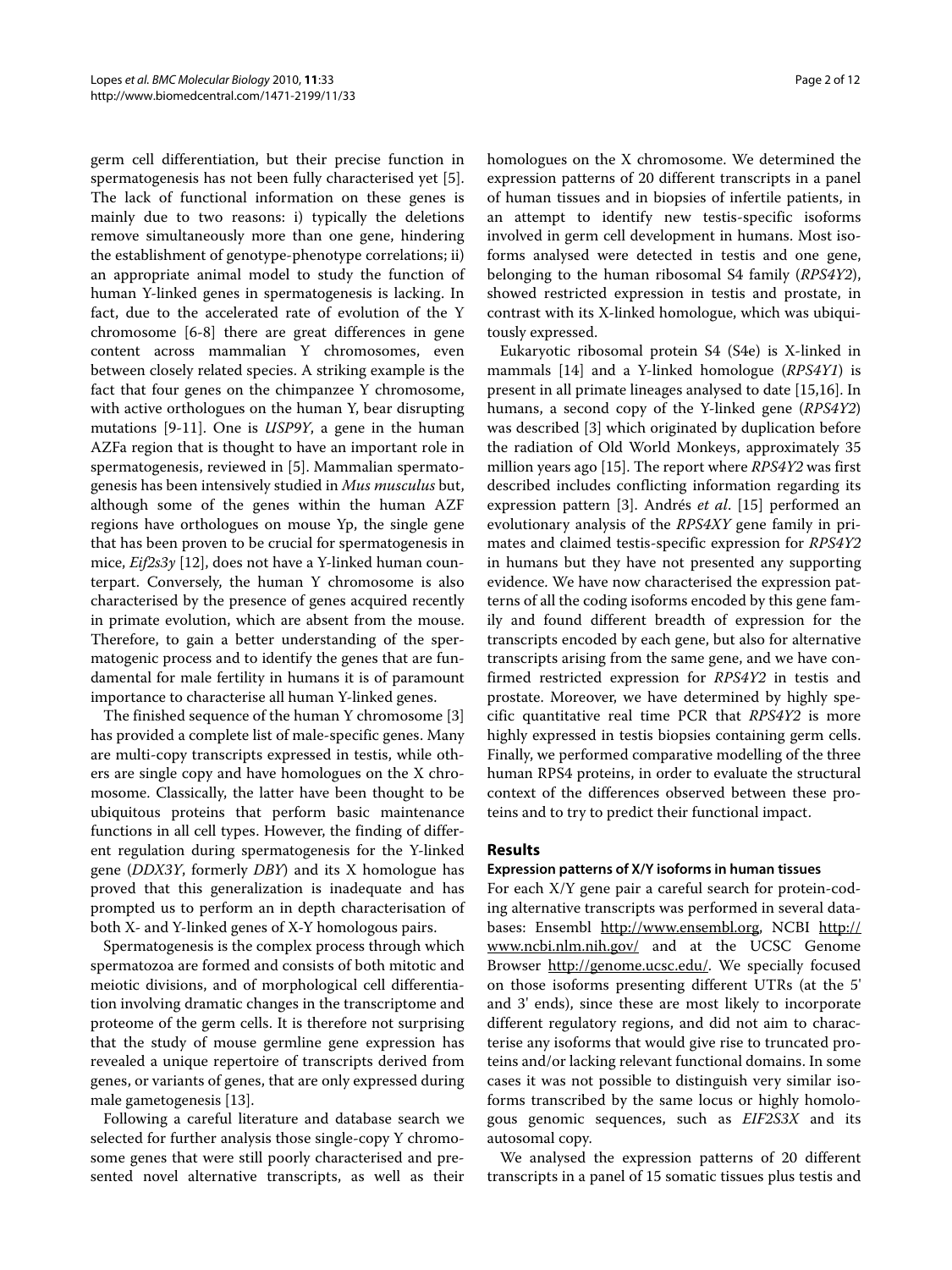germ cell differentiation, but their precise function in spermatogenesis has not been fully characterised yet [5]. The lack of functional information on these genes is mainly due to two reasons: i) typically the deletions remove simultaneously more than one gene, hindering the establishment of genotype-phenotype correlations; ii) an appropriate animal model to study the function of human Y-linked genes in spermatogenesis is lacking. In fact, due to the accelerated rate of evolution of the Y chromosome [6-8] there are great differences in gene content across mammalian Y chromosomes, even between closely related species. A striking example is the fact that four genes on the chimpanzee Y chromosome, with active orthologues on the human Y, bear disrupting mutations [9-11]. One is *USP9Y*, a gene in the human AZFa region that is thought to have an important role in spermatogenesis, reviewed in [5]. Mammalian spermatogenesis has been intensively studied in *Mus musculus* but, although some of the genes within the human AZF regions have orthologues on mouse Yp, the single gene that has been proven to be crucial for spermatogenesis in mice, *Eif2s3y* [12], does not have a Y-linked human counterpart. Conversely, the human Y chromosome is also characterised by the presence of genes acquired recently in primate evolution, which are absent from the mouse. Therefore, to gain a better understanding of the spermatogenic process and to identify the genes that are fundamental for male fertility in humans it is of paramount importance to characterise all human Y-linked genes.

The finished sequence of the human Y chromosome [3] has provided a complete list of male-specific genes. Many are multi-copy transcripts expressed in testis, while others are single copy and have homologues on the X chromosome. Classically, the latter have been thought to be ubiquitous proteins that perform basic maintenance functions in all cell types. However, the finding of different regulation during spermatogenesis for the Y-linked gene (*DDX3Y*, formerly *DBY*) and its X homologue has proved that this generalization is inadequate and has prompted us to perform an in depth characterisation of both X- and Y-linked genes of X-Y homologous pairs.

Spermatogenesis is the complex process through which spermatozoa are formed and consists of both mitotic and meiotic divisions, and of morphological cell differentiation involving dramatic changes in the transcriptome and proteome of the germ cells. It is therefore not surprising that the study of mouse germline gene expression has revealed a unique repertoire of transcripts derived from genes, or variants of genes, that are only expressed during male gametogenesis [13].

Following a careful literature and database search we selected for further analysis those single-copy Y chromosome genes that were still poorly characterised and presented novel alternative transcripts, as well as their homologues on the X chromosome. We determined the expression patterns of 20 different transcripts in a panel of human tissues and in biopsies of infertile patients, in an attempt to identify new testis-specific isoforms involved in germ cell development in humans. Most isoforms analysed were detected in testis and one gene, belonging to the human ribosomal S4 family (*RPS4Y2*), showed restricted expression in testis and prostate, in contrast with its X-linked homologue, which was ubiquitously expressed.

Eukaryotic ribosomal protein S4 (S4e) is X-linked in mammals [14] and a Y-linked homologue (*RPS4Y1*) is present in all primate lineages analysed to date [15,16]. In humans, a second copy of the Y-linked gene (*RPS4Y2*) was described [3] which originated by duplication before the radiation of Old World Monkeys, approximately 35 million years ago [15]. The report where *RPS4Y2* was first described includes conflicting information regarding its expression pattern [3]. Andrés *et al*. [15] performed an evolutionary analysis of the *RPS4XY* gene family in primates and claimed testis-specific expression for *RPS4Y2* in humans but they have not presented any supporting evidence. We have now characterised the expression patterns of all the coding isoforms encoded by this gene family and found different breadth of expression for the transcripts encoded by each gene, but also for alternative transcripts arising from the same gene, and we have confirmed restricted expression for *RPS4Y2* in testis and prostate. Moreover, we have determined by highly specific quantitative real time PCR that *RPS4Y2* is more highly expressed in testis biopsies containing germ cells. Finally, we performed comparative modelling of the three human RPS4 proteins, in order to evaluate the structural context of the differences observed between these proteins and to try to predict their functional impact.

## Results

### Expression patterns of X/Y isoforms in human tissues

For each X/Y gene pair a careful search for protein-coding alternative transcripts was performed in several databases: Ensembl http://www.ensembl.org, NCBI http://www.ncbi.nlm.nih.gov/ and at the UCSC Genome Browser http://genome.ucsc.edu/. We specially focused on those isoforms presenting different UTRs (at the 5' and 3' ends), since these are most likely to incorporate different regulatory regions, and did not aim to characterise any isoforms that would give rise to truncated proteins and/or lacking relevant functional domains. In some cases it was not possible to distinguish very similar isoforms transcribed by the same locus or highly homologous genomic sequences, such as *EIF2S3X* and its autosomal copy.

We analysed the expression patterns of 20 different transcripts in a panel of 15 somatic tissues plus testis and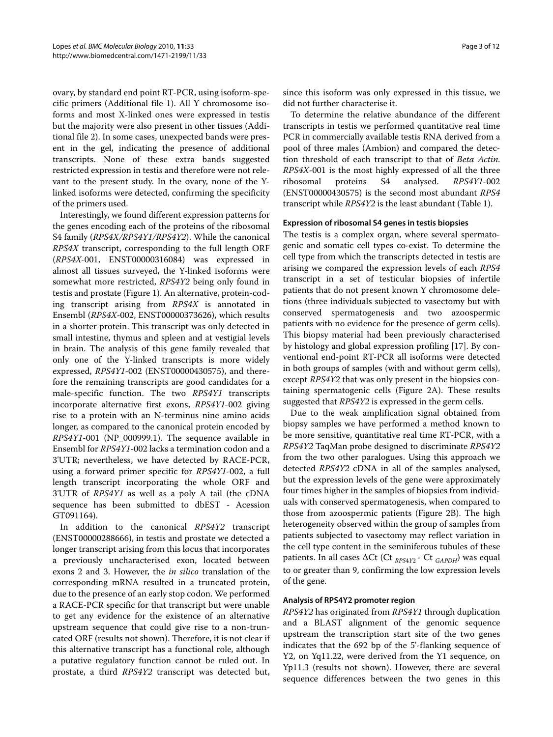ovary, by standard end point RT-PCR, using isoform-specific primers (Additional file 1). All Y chromosome isoforms and most X-linked ones were expressed in testis but the majority were also present in other tissues (Additional file 2). In some cases, unexpected bands were present in the gel, indicating the presence of additional transcripts. None of these extra bands suggested restricted expression in testis and therefore were not relevant to the present study. In the ovary, none of the Y-linked isoforms were detected, confirming the specificity of the primers used.

Interestingly, we found different expression patterns for the genes encoding each of the proteins of the ribosomal S4 family (*RPS4X/RPS4Y1/RPS4Y2*). While the canonical *RPS4X* transcript, corresponding to the full length ORF (*RPS4X*-001, ENST00000316084) was expressed in almost all tissues surveyed, the Y-linked isoforms were somewhat more restricted, *RPS4Y2* being only found in testis and prostate (Figure 1). An alternative, protein-coding transcript arising from *RPS4X* is annotated in Ensembl (*RPS4X*-002, ENST00000373626), which results in a shorter protein. This transcript was only detected in small intestine, thymus and spleen and at vestigial levels in brain. The analysis of this gene family revealed that only one of the Y-linked transcripts is more widely expressed, *RPS4Y1*-002 (ENST00000430575), and therefore the remaining transcripts are good candidates for a male-specific function. The two *RPS4Y1* transcripts incorporate alternative first exons, *RPS4Y1*-002 giving rise to a protein with an N-terminus nine amino acids longer, as compared to the canonical protein encoded by *RPS4Y1*-001 (NP_000999.1). The sequence available in Ensembl for *RPS4Y1*-002 lacks a termination codon and a 3'UTR; nevertheless, we have detected by RACE-PCR, using a forward primer specific for *RPS4Y1*-002, a full length transcript incorporating the whole ORF and 3'UTR of *RPS4Y1* as well as a poly A tail (the cDNA sequence has been submitted to dbEST - Acession GT091164).

In addition to the canonical *RPS4Y2* transcript (ENST00000288666), in testis and prostate we detected a longer transcript arising from this locus that incorporates a previously uncharacterised exon, located between exons 2 and 3. However, the *in silico* translation of the corresponding mRNA resulted in a truncated protein, due to the presence of an early stop codon. We performed a RACE-PCR specific for that transcript but were unable to get any evidence for the existence of an alternative upstream sequence that could give rise to a non-truncated ORF (results not shown). Therefore, it is not clear if this alternative transcript has a functional role, although a putative regulatory function cannot be ruled out. In prostate, a third *RPS4Y2* transcript was detected but, since this isoform was only expressed in this tissue, we did not further characterise it.

To determine the relative abundance of the different transcripts in testis we performed quantitative real time PCR in commercially available testis RNA derived from a pool of three males (Ambion) and compared the detection threshold of each transcript to that of *Beta Actin*. *RPS4X*-001 is the most highly expressed of all the three ribosomal proteins S4 analysed. *RPS4Y1*-002 (ENST00000430575) is the second most abundant *RPS4* transcript while *RPS4Y2* is the least abundant (Table 1).

#### Expression of ribosomal S4 genes in testis biopsies

The testis is a complex organ, where several spermatogenic and somatic cell types co-exist. To determine the cell type from which the transcripts detected in testis are arising we compared the expression levels of each *RPS4* transcript in a set of testicular biopsies of infertile patients that do not present known Y chromosome deletions (three individuals subjected to vasectomy but with conserved spermatogenesis and two azoospermic patients with no evidence for the presence of germ cells). This biopsy material had been previously characterised by histology and global expression profiling [17]. By conventional end-point RT-PCR all isoforms were detected in both groups of samples (with and without germ cells), except *RPS4Y2* that was only present in the biopsies containing spermatogenic cells (Figure 2A). These results suggested that *RPS4Y2* is expressed in the germ cells.

Due to the weak amplification signal obtained from biopsy samples we have performed a method known to be more sensitive, quantitative real time RT-PCR, with a *RPS4Y2* TaqMan probe designed to discriminate *RPS4Y2* from the two other paralogues. Using this approach we detected *RPS4Y2* cDNA in all of the samples analysed, but the expression levels of the gene were approximately four times higher in the samples of biopsies from individuals with conserved spermatogenesis, when compared to those from azoospermic patients (Figure 2B). The high heterogeneity observed within the group of samples from patients subjected to vasectomy may reflect variation in the cell type content in the seminiferous tubules of these patients. In all cases ΔCt ($Ct_{RPS4Y2}$ - $Ct_{GAPDH}$) was equal to or greater than 9, confirming the low expression levels of the gene.

#### Analysis of RPS4Y2 promoter region

*RPS4Y2* has originated from *RPS4Y1* through duplication and a BLAST alignment of the genomic sequence upstream the transcription start site of the two genes indicates that the 692 bp of the 5'-flanking sequence of Y2, on Yq11.22, were derived from the Y1 sequence, on Yp11.3 (results not shown). However, there are several sequence differences between the two genes in this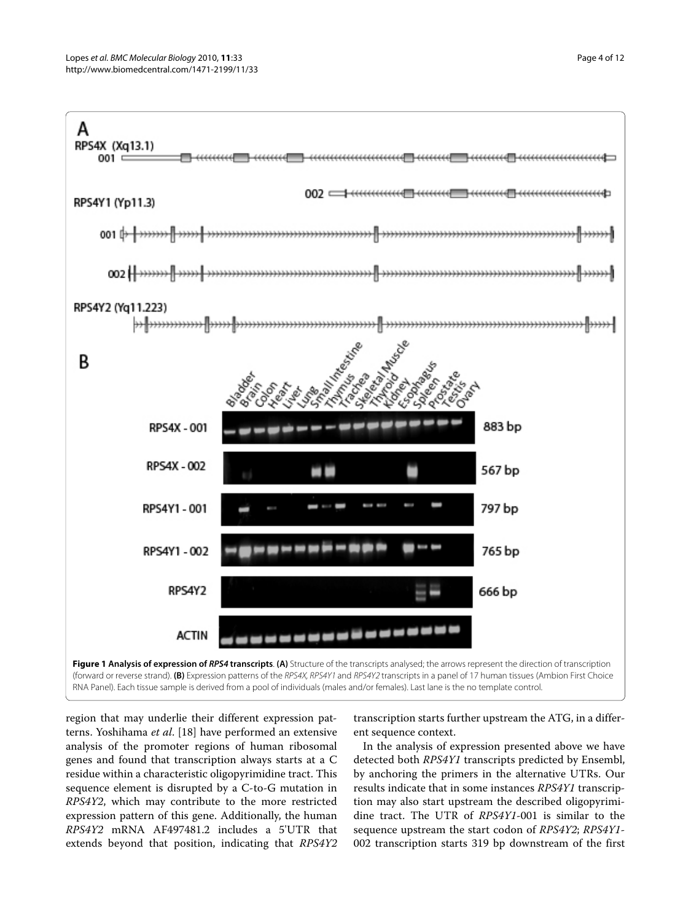**Figure 1 Analysis of expression of *RPS4* transcripts**. **(A)** Structure of the transcripts analysed; the arrows represent the direction of transcription (forward or reverse strand). **(B)** Expression patterns of the *RPS4X*, *RPS4Y1* and *RPS4Y2* transcripts in a panel of 17 human tissues (Ambion First Choice RNA Panel). Each tissue sample is derived from a pool of individuals (males and/or females). Last lane is the no template control.

region that may underlie their different expression patterns. Yoshihama *et al*. [18] have performed an extensive analysis of the promoter regions of human ribosomal genes and found that transcription always starts at a C residue within a characteristic oligopyrimidine tract. This sequence element is disrupted by a C-to-G mutation in *RPS4Y2*, which may contribute to the more restricted expression pattern of this gene. Additionally, the human *RPS4Y2* mRNA AF497481.2 includes a 5'UTR that extends beyond that position, indicating that *RPS4Y2* transcription starts further upstream the ATG, in a different sequence context.

In the analysis of expression presented above we have detected both *RPS4Y1* transcripts predicted by Ensembl, by anchoring the primers in the alternative UTRs. Our results indicate that in some instances *RPS4Y1* transcription may also start upstream the described oligopyrimidine tract. The UTR of *RPS4Y1*-001 is similar to the sequence upstream the start codon of *RPS4Y2*; *RPS4Y1*-002 transcription starts 319 bp downstream of the first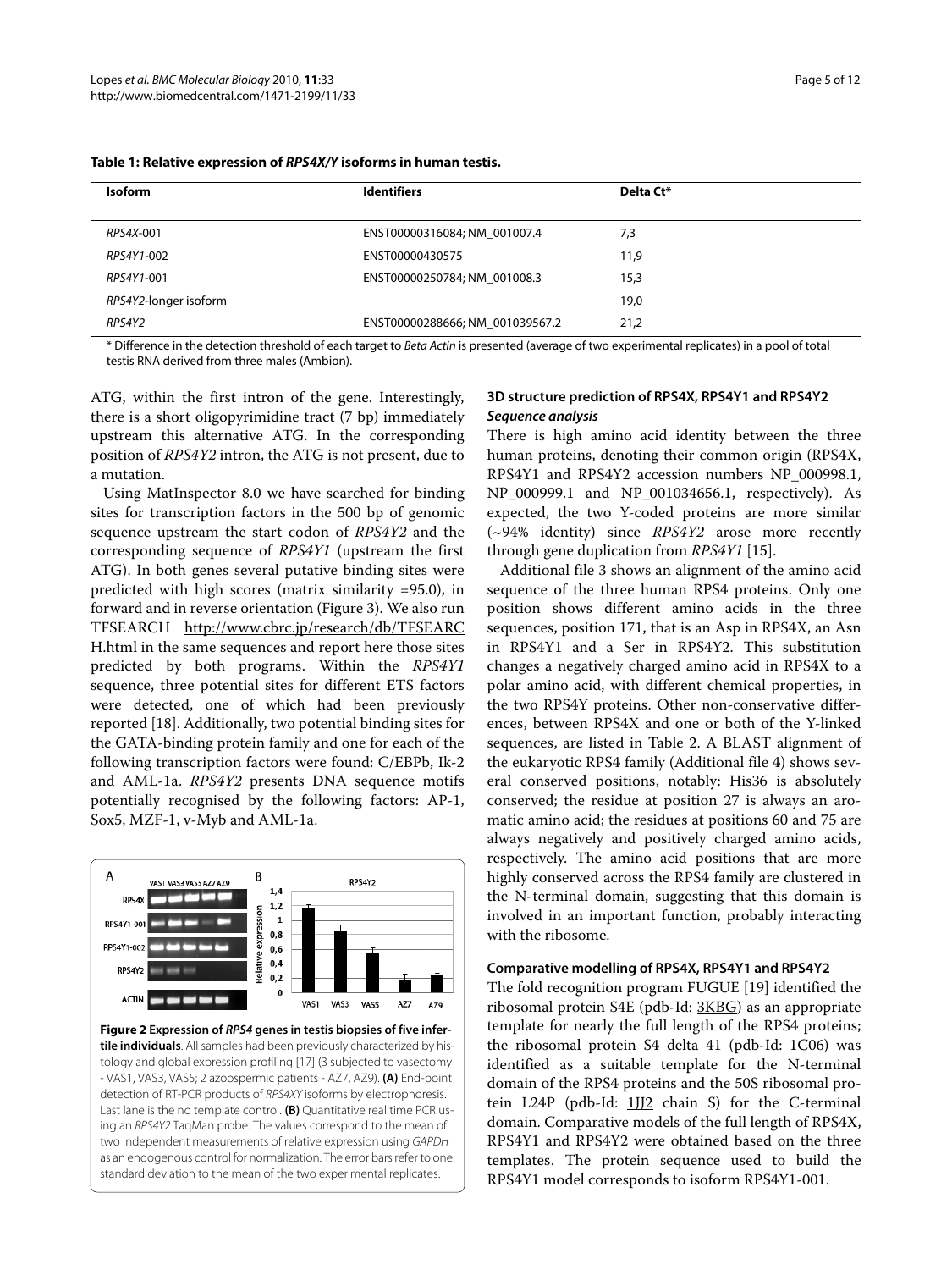**Table 1: Relative expression of *RPS4X/Y* isoforms in human testis.**

| Isoform | Identifiers | Delta Ct* |
| --- | --- | --- |
| *RPS4X*-001 | ENST00000316084; NM_001007.4 | 7,3 |
| *RPS4Y1*-002 | ENST00000430575 | 11,9 |
| *RPS4Y1*-001 | ENST00000250784; NM_001008.3 | 15,3 |
| *RPS4Y2*-longer isoform | | 19,0 |
| *RPS4Y2* | ENST00000288666; NM_001039567.2 | 21,2 |

\* Difference in the detection threshold of each target to *Beta Actin* is presented (average of two experimental replicates) in a pool of total testis RNA derived from three males (Ambion).

ATG, within the first intron of the gene. Interestingly, there is a short oligopyrimidine tract (7 bp) immediately upstream this alternative ATG. In the corresponding position of *RPS4Y2* intron, the ATG is not present, due to a mutation.

Using MatInspector 8.0 we have searched for binding sites for transcription factors in the 500 bp of genomic sequence upstream the start codon of *RPS4Y2* and the corresponding sequence of *RPS4Y1* (upstream the first ATG). In both genes several putative binding sites were predicted with high scores (matrix similarity =95.0), in forward and in reverse orientation (Figure 3). We also run TFSEARCH http://www.cbrc.jp/research/db/TFSEARCH.html in the same sequences and report here those sites predicted by both programs. Within the *RPS4Y1* sequence, three potential sites for different ETS factors were detected, one of which had been previously reported [18]. Additionally, two potential binding sites for the GATA-binding protein family and one for each of the following transcription factors were found: C/EBPb, Ik-2 and AML-1a. *RPS4Y2* presents DNA sequence motifs potentially recognised by the following factors: AP-1, Sox5, MZF-1, v-Myb and AML-1a.

**Figure 2 Expression of *RPS4* genes in testis biopsies of five infertile individuals**. All samples had been previously characterized by histology and global expression profiling [17] (3 subjected to vasectomy - VAS1, VAS3, VAS5; 2 azoospermic patients - AZ7, AZ9). **(A)** End-point detection of RT-PCR products of *RPS4XY* isoforms by electrophoresis. Last lane is the no template control. **(B)** Quantitative real time PCR using an *RPS4Y2* TaqMan probe. The values correspond to the mean of two independent measurements of relative expression using *GAPDH* as an endogenous control for normalization. The error bars refer to one standard deviation to the mean of the two experimental replicates.

### 3D structure prediction of RPS4X, RPS4Y1 and RPS4Y2

#### *Sequence analysis*

There is high amino acid identity between the three human proteins, denoting their common origin (RPS4X, RPS4Y1 and RPS4Y2 accession numbers NP_000998.1, NP_000999.1 and NP_001034656.1, respectively). As expected, the two Y-coded proteins are more similar (~94% identity) since *RPS4Y2* arose more recently through gene duplication from *RPS4Y1* [15].

Additional file 3 shows an alignment of the amino acid sequence of the three human RPS4 proteins. Only one position shows different amino acids in the three sequences, position 171, that is an Asp in RPS4X, an Asn in RPS4Y1 and a Ser in RPS4Y2. This substitution changes a negatively charged amino acid in RPS4X to a polar amino acid, with different chemical properties, in the two RPS4Y proteins. Other non-conservative differences, between RPS4X and one or both of the Y-linked sequences, are listed in Table 2. A BLAST alignment of the eukaryotic RPS4 family (Additional file 4) shows several conserved positions, notably: His36 is absolutely conserved; the residue at position 27 is always an aromatic amino acid; the residues at positions 60 and 75 are always negatively and positively charged amino acids, respectively. The amino acid positions that are more highly conserved across the RPS4 family are clustered in the N-terminal domain, suggesting that this domain is involved in an important function, probably interacting with the ribosome.

#### Comparative modelling of RPS4X, RPS4Y1 and RPS4Y2

The fold recognition program FUGUE [19] identified the ribosomal protein S4E (pdb-Id: 3KBG) as an appropriate template for nearly the full length of the RPS4 proteins; the ribosomal protein S4 delta 41 (pdb-Id: 1C06) was identified as a suitable template for the N-terminal domain of the RPS4 proteins and the 50S ribosomal protein L24P (pdb-Id: 1JJ2 chain S) for the C-terminal domain. Comparative models of the full length of RPS4X, RPS4Y1 and RPS4Y2 were obtained based on the three templates. The protein sequence used to build the RPS4Y1 model corresponds to isoform RPS4Y1-001.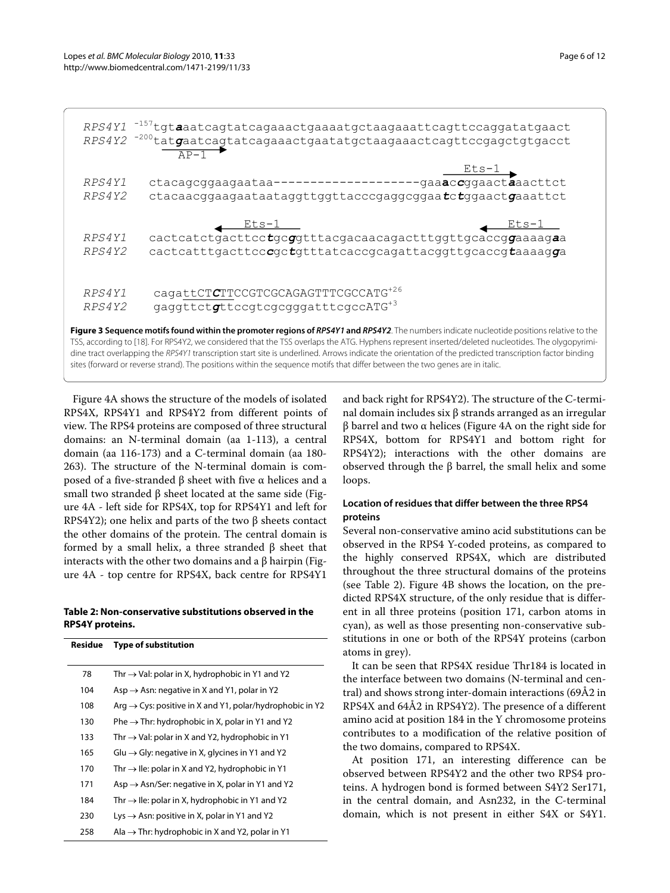```
RPS4Y1  -157tgtaaatcagtatcagaaactgaaaatgctaagaaattcagttccaggatatgaact
RPS4Y2  -200tatgaatcagtatcagaaactgaatatgctaagaaactcagttccgagctgtgacct
            AP-1

                                                          Ets-1
RPS4Y1    ctacagcggaagaataa--------------------gaaaccggaactaaacttct
RPS4Y2    ctacaacggaagaataataggttggttacccgaggcggaatctggaactgaaattct

                   Ets-1                                   Ets-1
RPS4Y1    cactcatctgacttcctgcggtttacgacaacagactttggttgcaccggaaaagaa
RPS4Y2    cactcatttgacttccc gctgtttatcaccgcagattacggttgcaccgtaaaagga

RPS4Y1    cagattCTCTTCCGTCGCAGAGTTTCGCCATG+26
RPS4Y2    gaggttctgttccgtcgcgggatttcgccATG+3
```

**Figure 3 Sequence motifs found within the promoter regions of *RPS4Y1* and *RPS4Y2***. The numbers indicate nucleotide positions relative to the TSS, according to [18]. For RPS4Y2, we considered that the TSS overlaps the ATG. Hyphens represent inserted/deleted nucleotides. The olygopyrimidine tract overlapping the *RPS4Y1* transcription start site is underlined. Arrows indicate the orientation of the predicted transcription factor binding sites (forward or reverse strand). The positions within the sequence motifs that differ between the two genes are in italic.

Figure 4A shows the structure of the models of isolated RPS4X, RPS4Y1 and RPS4Y2 from different points of view. The RPS4 proteins are composed of three structural domains: an N-terminal domain (aa 1-113), a central domain (aa 116-173) and a C-terminal domain (aa 180-263). The structure of the N-terminal domain is composed of a five-stranded β sheet with five α helices and a small two stranded β sheet located at the same side (Figure 4A - left side for RPS4X, top for RPS4Y1 and left for RPS4Y2); one helix and parts of the two β sheets contact the other domains of the protein. The central domain is formed by a small helix, a three stranded β sheet that interacts with the other two domains and a β hairpin (Figure 4A - top centre for RPS4X, back centre for RPS4Y1 and back right for RPS4Y2). The structure of the C-terminal domain includes six β strands arranged as an irregular β barrel and two α helices (Figure 4A on the right side for RPS4X, bottom for RPS4Y1 and bottom right for RPS4Y2); interactions with the other domains are observed through the β barrel, the small helix and some loops.

**Table 2: Non-conservative substitutions observed in the RPS4Y proteins.**

| Residue | Type of substitution |
|---|---|
| 78 | Thr → Val: polar in X, hydrophobic in Y1 and Y2 |
| 104 | Asp → Asn: negative in X and Y1, polar in Y2 |
| 108 | Arg → Cys: positive in X and Y1, polar/hydrophobic in Y2 |
| 130 | Phe → Thr: hydrophobic in X, polar in Y1 and Y2 |
| 133 | Thr → Val: polar in X and Y2, hydrophobic in Y1 |
| 165 | Glu → Gly: negative in X, glycines in Y1 and Y2 |
| 170 | Thr → Ile: polar in X and Y2, hydrophobic in Y1 |
| 171 | Asp → Asn/Ser: negative in X, polar in Y1 and Y2 |
| 184 | Thr → Ile: polar in X, hydrophobic in Y1 and Y2 |
| 230 | Lys → Asn: positive in X, polar in Y1 and Y2 |
| 258 | Ala → Thr: hydrophobic in X and Y2, polar in Y1 |

### Location of residues that differ between the three RPS4 proteins

Several non-conservative amino acid substitutions can be observed in the RPS4 Y-coded proteins, as compared to the highly conserved RPS4X, which are distributed throughout the three structural domains of the proteins (see Table 2). Figure 4B shows the location, on the predicted RPS4X structure, of the only residue that is different in all three proteins (position 171, carbon atoms in cyan), as well as those presenting non-conservative substitutions in one or both of the RPS4Y proteins (carbon atoms in grey).

It can be seen that RPS4X residue Thr184 is located in the interface between two domains (N-terminal and central) and shows strong inter-domain interactions (69Å2 in RPS4X and 64Å2 in RPS4Y2). The presence of a different amino acid at position 184 in the Y chromosome proteins contributes to a modification of the relative position of the two domains, compared to RPS4X.

At position 171, an interesting difference can be observed between RPS4Y2 and the other two RPS4 proteins. A hydrogen bond is formed between S4Y2 Ser171, in the central domain, and Asn232, in the C-terminal domain, which is not present in either S4X or S4Y1.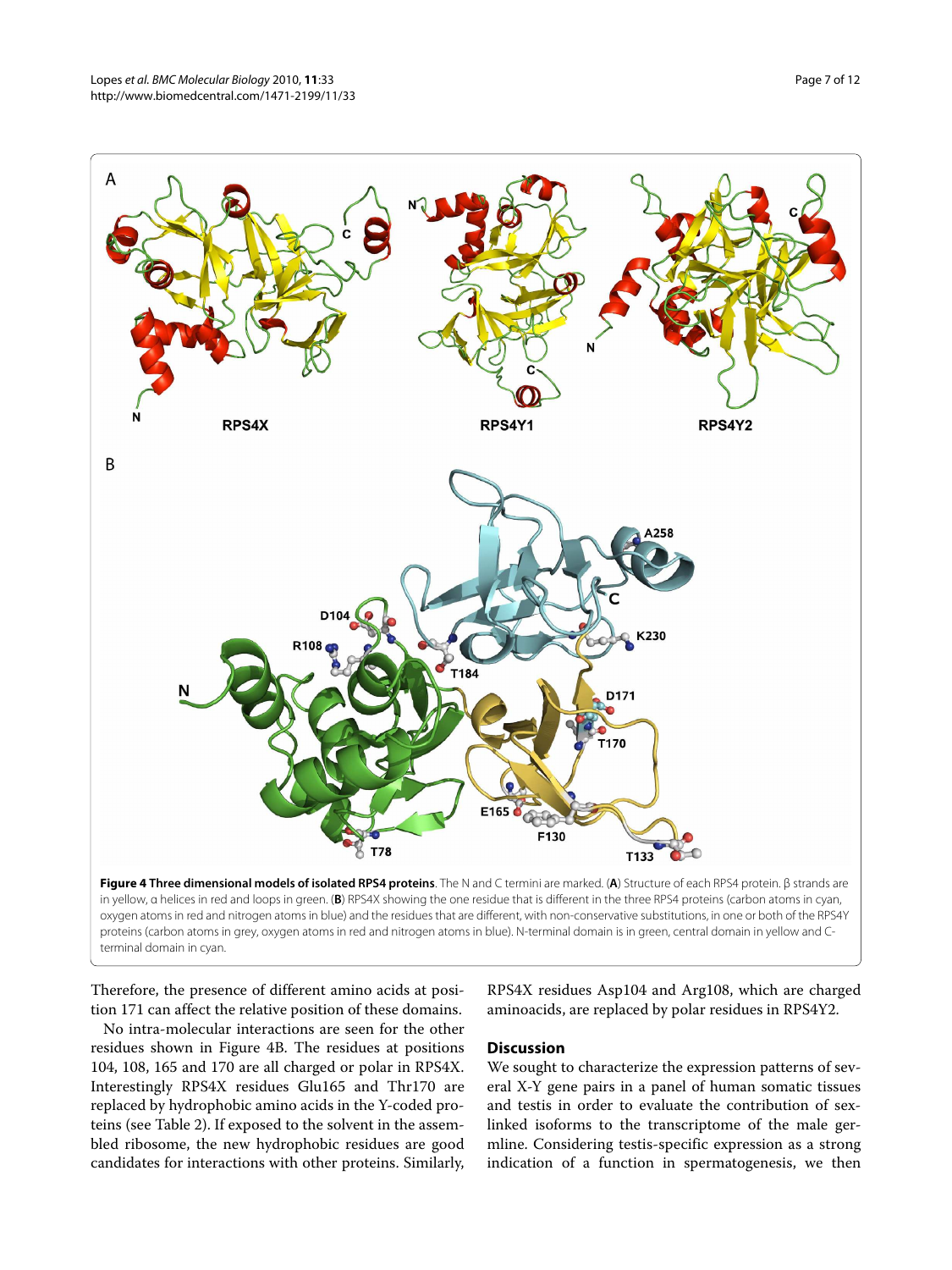**Figure 4 Three dimensional models of isolated RPS4 proteins**. The N and C termini are marked. (**A**) Structure of each RPS4 protein. β strands are in yellow, α helices in red and loops in green. (**B**) RPS4X showing the one residue that is different in the three RPS4 proteins (carbon atoms in cyan, oxygen atoms in red and nitrogen atoms in blue) and the residues that are different, with non-conservative substitutions, in one or both of the RPS4Y proteins (carbon atoms in grey, oxygen atoms in red and nitrogen atoms in blue). N-terminal domain is in green, central domain in yellow and C-terminal domain in cyan.

Therefore, the presence of different amino acids at position 171 can affect the relative position of these domains.

No intra-molecular interactions are seen for the other residues shown in Figure 4B. The residues at positions 104, 108, 165 and 170 are all charged or polar in RPS4X. Interestingly RPS4X residues Glu165 and Thr170 are replaced by hydrophobic amino acids in the Y-coded proteins (see Table 2). If exposed to the solvent in the assembled ribosome, the new hydrophobic residues are good candidates for interactions with other proteins. Similarly, RPS4X residues Asp104 and Arg108, which are charged aminoacids, are replaced by polar residues in RPS4Y2.

## Discussion

We sought to characterize the expression patterns of several X-Y gene pairs in a panel of human somatic tissues and testis in order to evaluate the contribution of sex-linked isoforms to the transcriptome of the male germline. Considering testis-specific expression as a strong indication of a function in spermatogenesis, we then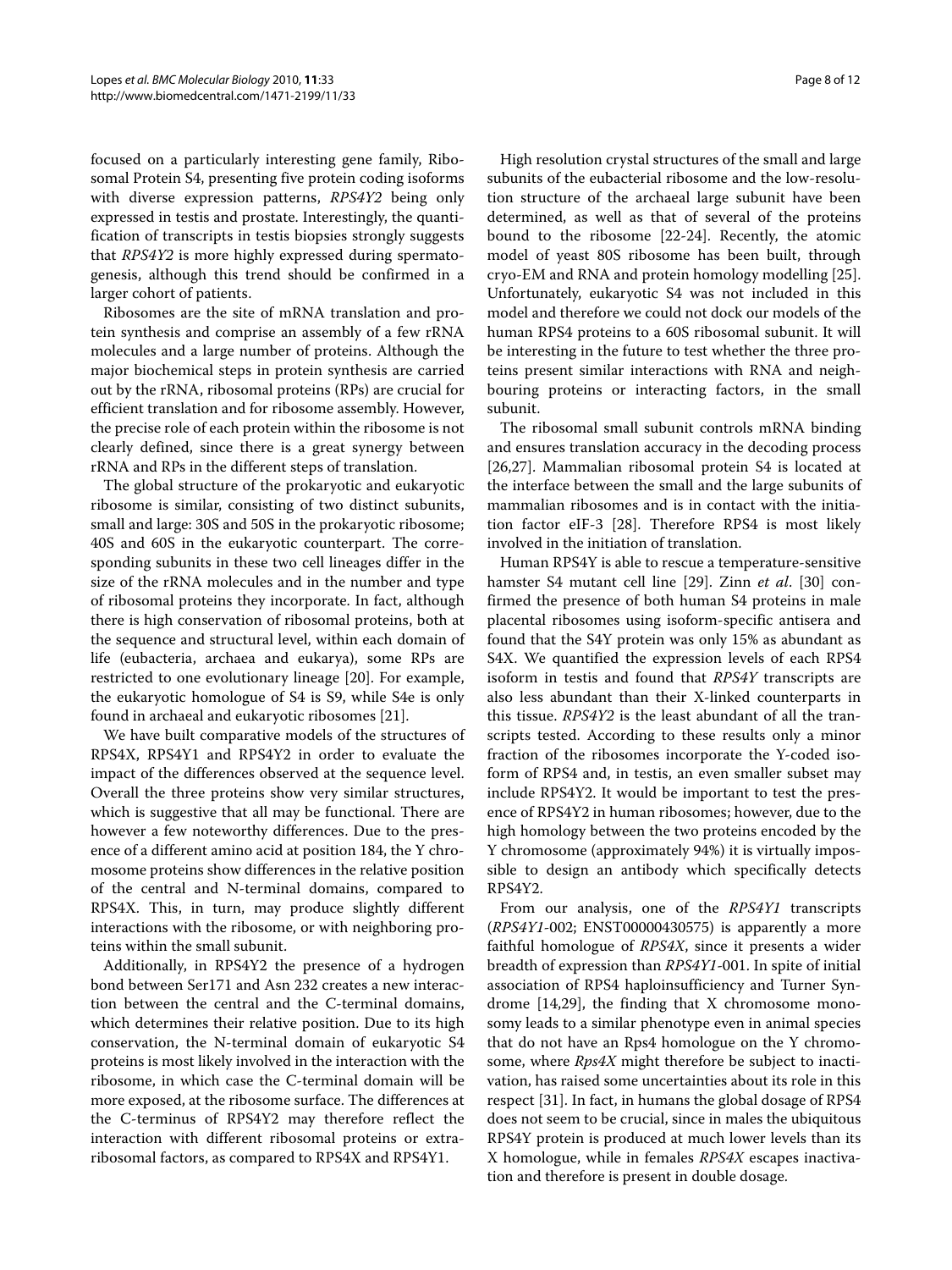focused on a particularly interesting gene family, Ribosomal Protein S4, presenting five protein coding isoforms with diverse expression patterns, *RPS4Y2* being only expressed in testis and prostate. Interestingly, the quantification of transcripts in testis biopsies strongly suggests that *RPS4Y2* is more highly expressed during spermatogenesis, although this trend should be confirmed in a larger cohort of patients.

Ribosomes are the site of mRNA translation and protein synthesis and comprise an assembly of a few rRNA molecules and a large number of proteins. Although the major biochemical steps in protein synthesis are carried out by the rRNA, ribosomal proteins (RPs) are crucial for efficient translation and for ribosome assembly. However, the precise role of each protein within the ribosome is not clearly defined, since there is a great synergy between rRNA and RPs in the different steps of translation.

The global structure of the prokaryotic and eukaryotic ribosome is similar, consisting of two distinct subunits, small and large: 30S and 50S in the prokaryotic ribosome; 40S and 60S in the eukaryotic counterpart. The corresponding subunits in these two cell lineages differ in the size of the rRNA molecules and in the number and type of ribosomal proteins they incorporate. In fact, although there is high conservation of ribosomal proteins, both at the sequence and structural level, within each domain of life (eubacteria, archaea and eukarya), some RPs are restricted to one evolutionary lineage [20]. For example, the eukaryotic homologue of S4 is S9, while S4e is only found in archaeal and eukaryotic ribosomes [21].

We have built comparative models of the structures of RPS4X, RPS4Y1 and RPS4Y2 in order to evaluate the impact of the differences observed at the sequence level. Overall the three proteins show very similar structures, which is suggestive that all may be functional. There are however a few noteworthy differences. Due to the presence of a different amino acid at position 184, the Y chromosome proteins show differences in the relative position of the central and N-terminal domains, compared to RPS4X. This, in turn, may produce slightly different interactions with the ribosome, or with neighboring proteins within the small subunit.

Additionally, in RPS4Y2 the presence of a hydrogen bond between Ser171 and Asn 232 creates a new interaction between the central and the C-terminal domains, which determines their relative position. Due to its high conservation, the N-terminal domain of eukaryotic S4 proteins is most likely involved in the interaction with the ribosome, in which case the C-terminal domain will be more exposed, at the ribosome surface. The differences at the C-terminus of RPS4Y2 may therefore reflect the interaction with different ribosomal proteins or extra-ribosomal factors, as compared to RPS4X and RPS4Y1.

High resolution crystal structures of the small and large subunits of the eubacterial ribosome and the low-resolution structure of the archaeal large subunit have been determined, as well as that of several of the proteins bound to the ribosome [22-24]. Recently, the atomic model of yeast 80S ribosome has been built, through cryo-EM and RNA and protein homology modelling [25]. Unfortunately, eukaryotic S4 was not included in this model and therefore we could not dock our models of the human RPS4 proteins to a 60S ribosomal subunit. It will be interesting in the future to test whether the three proteins present similar interactions with RNA and neighbouring proteins or interacting factors, in the small subunit.

The ribosomal small subunit controls mRNA binding and ensures translation accuracy in the decoding process [26,27]. Mammalian ribosomal protein S4 is located at the interface between the small and the large subunits of mammalian ribosomes and is in contact with the initiation factor eIF-3 [28]. Therefore RPS4 is most likely involved in the initiation of translation.

Human RPS4Y is able to rescue a temperature-sensitive hamster S4 mutant cell line [29]. Zinn *et al*. [30] confirmed the presence of both human S4 proteins in male placental ribosomes using isoform-specific antisera and found that the S4Y protein was only 15% as abundant as S4X. We quantified the expression levels of each RPS4 isoform in testis and found that *RPS4Y* transcripts are also less abundant than their X-linked counterparts in this tissue. *RPS4Y2* is the least abundant of all the transcripts tested. According to these results only a minor fraction of the ribosomes incorporate the Y-coded isoform of RPS4 and, in testis, an even smaller subset may include RPS4Y2. It would be important to test the presence of RPS4Y2 in human ribosomes; however, due to the high homology between the two proteins encoded by the Y chromosome (approximately 94%) it is virtually impossible to design an antibody which specifically detects RPS4Y2.

From our analysis, one of the *RPS4Y1* transcripts (*RPS4Y1*-002; ENST00000430575) is apparently a more faithful homologue of *RPS4X*, since it presents a wider breadth of expression than *RPS4Y1*-001. In spite of initial association of RPS4 haploinsufficiency and Turner Syndrome [14,29], the finding that X chromosome monosomy leads to a similar phenotype even in animal species that do not have an Rps4 homologue on the Y chromosome, where *Rps4X* might therefore be subject to inactivation, has raised some uncertainties about its role in this respect [31]. In fact, in humans the global dosage of RPS4 does not seem to be crucial, since in males the ubiquitous RPS4Y protein is produced at much lower levels than its X homologue, while in females *RPS4X* escapes inactivation and therefore is present in double dosage.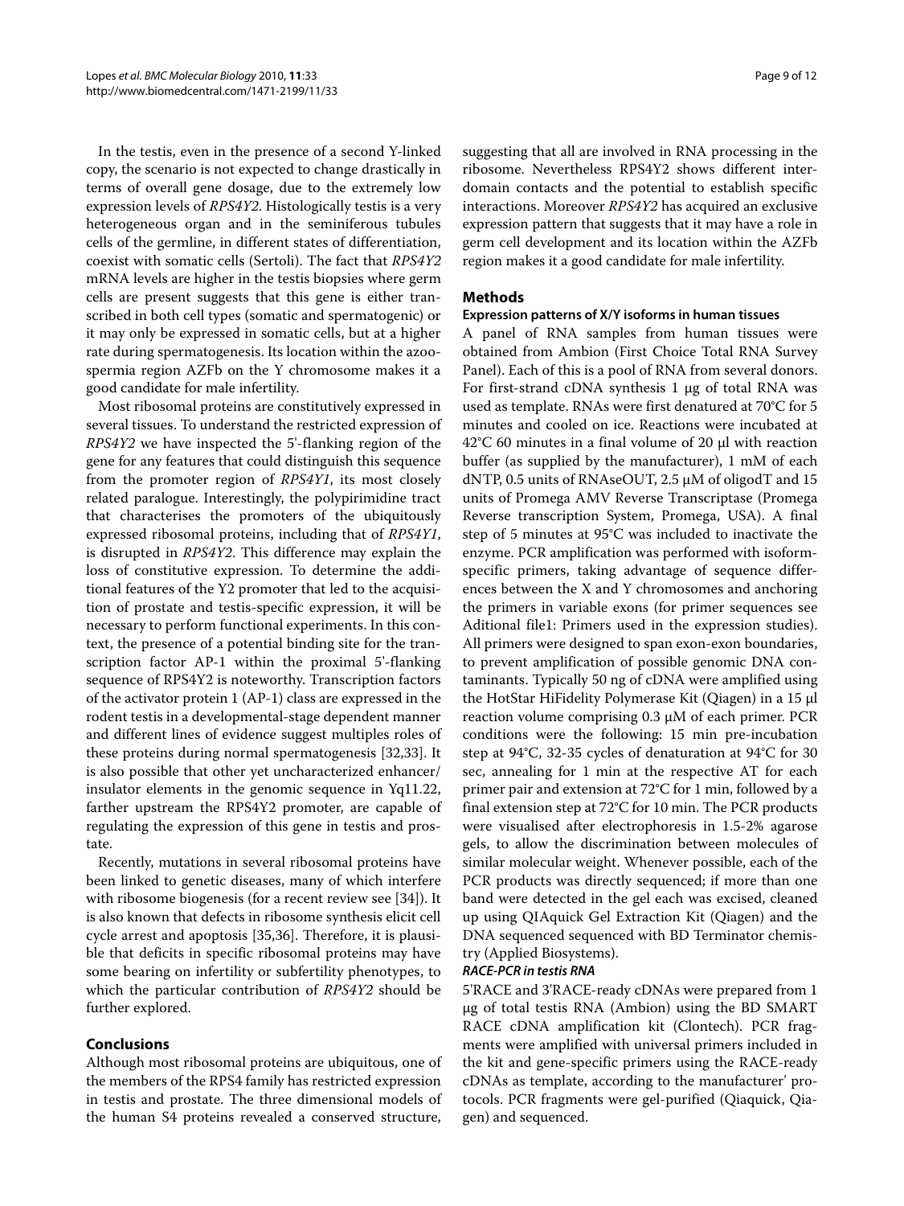In the testis, even in the presence of a second Y-linked copy, the scenario is not expected to change drastically in terms of overall gene dosage, due to the extremely low expression levels of *RPS4Y2*. Histologically testis is a very heterogeneous organ and in the seminiferous tubules cells of the germline, in different states of differentiation, coexist with somatic cells (Sertoli). The fact that *RPS4Y2* mRNA levels are higher in the testis biopsies where germ cells are present suggests that this gene is either transcribed in both cell types (somatic and spermatogenic) or it may only be expressed in somatic cells, but at a higher rate during spermatogenesis. Its location within the azoospermia region AZFb on the Y chromosome makes it a good candidate for male infertility.

Most ribosomal proteins are constitutively expressed in several tissues. To understand the restricted expression of *RPS4Y2* we have inspected the 5'-flanking region of the gene for any features that could distinguish this sequence from the promoter region of *RPS4Y1*, its most closely related paralogue. Interestingly, the polypirimidine tract that characterises the promoters of the ubiquitously expressed ribosomal proteins, including that of *RPS4Y1*, is disrupted in *RPS4Y2*. This difference may explain the loss of constitutive expression. To determine the additional features of the Y2 promoter that led to the acquisition of prostate and testis-specific expression, it will be necessary to perform functional experiments. In this context, the presence of a potential binding site for the transcription factor AP-1 within the proximal 5'-flanking sequence of RPS4Y2 is noteworthy. Transcription factors of the activator protein 1 (AP-1) class are expressed in the rodent testis in a developmental-stage dependent manner and different lines of evidence suggest multiples roles of these proteins during normal spermatogenesis [32,33]. It is also possible that other yet uncharacterized enhancer/insulator elements in the genomic sequence in Yq11.22, farther upstream the RPS4Y2 promoter, are capable of regulating the expression of this gene in testis and prostate.

Recently, mutations in several ribosomal proteins have been linked to genetic diseases, many of which interfere with ribosome biogenesis (for a recent review see [34]). It is also known that defects in ribosome synthesis elicit cell cycle arrest and apoptosis [35,36]. Therefore, it is plausible that deficits in specific ribosomal proteins may have some bearing on infertility or subfertility phenotypes, to which the particular contribution of *RPS4Y2* should be further explored.

## Conclusions

Although most ribosomal proteins are ubiquitous, one of the members of the RPS4 family has restricted expression in testis and prostate. The three dimensional models of the human S4 proteins revealed a conserved structure, suggesting that all are involved in RNA processing in the ribosome. Nevertheless RPS4Y2 shows different interdomain contacts and the potential to establish specific interactions. Moreover *RPS4Y2* has acquired an exclusive expression pattern that suggests that it may have a role in germ cell development and its location within the AZFb region makes it a good candidate for male infertility.

## Methods

### Expression patterns of X/Y isoforms in human tissues

A panel of RNA samples from human tissues were obtained from Ambion (First Choice Total RNA Survey Panel). Each of this is a pool of RNA from several donors. For first-strand cDNA synthesis 1 μg of total RNA was used as template. RNAs were first denatured at 70°C for 5 minutes and cooled on ice. Reactions were incubated at 42°C 60 minutes in a final volume of 20 μl with reaction buffer (as supplied by the manufacturer), 1 mM of each dNTP, 0.5 units of RNAseOUT, 2.5 μM of oligodT and 15 units of Promega AMV Reverse Transcriptase (Promega Reverse transcription System, Promega, USA). A final step of 5 minutes at 95°C was included to inactivate the enzyme. PCR amplification was performed with isoform-specific primers, taking advantage of sequence differences between the X and Y chromosomes and anchoring the primers in variable exons (for primer sequences see Aditional file1: Primers used in the expression studies). All primers were designed to span exon-exon boundaries, to prevent amplification of possible genomic DNA contaminants. Typically 50 ng of cDNA were amplified using the HotStar HiFidelity Polymerase Kit (Qiagen) in a 15 μl reaction volume comprising 0.3 μM of each primer. PCR conditions were the following: 15 min pre-incubation step at 94°C, 32-35 cycles of denaturation at 94°C for 30 sec, annealing for 1 min at the respective AT for each primer pair and extension at 72°C for 1 min, followed by a final extension step at 72°C for 10 min. The PCR products were visualised after electrophoresis in 1.5-2% agarose gels, to allow the discrimination between molecules of similar molecular weight. Whenever possible, each of the PCR products was directly sequenced; if more than one band were detected in the gel each was excised, cleaned up using QIAquick Gel Extraction Kit (Qiagen) and the DNA sequenced sequenced with BD Terminator chemistry (Applied Biosystems).

#### *RACE-PCR in testis RNA*

5'RACE and 3'RACE-ready cDNAs were prepared from 1 μg of total testis RNA (Ambion) using the BD SMART RACE cDNA amplification kit (Clontech). PCR fragments were amplified with universal primers included in the kit and gene-specific primers using the RACE-ready cDNAs as template, according to the manufacturer' protocols. PCR fragments were gel-purified (Qiaquick, Qiagen) and sequenced.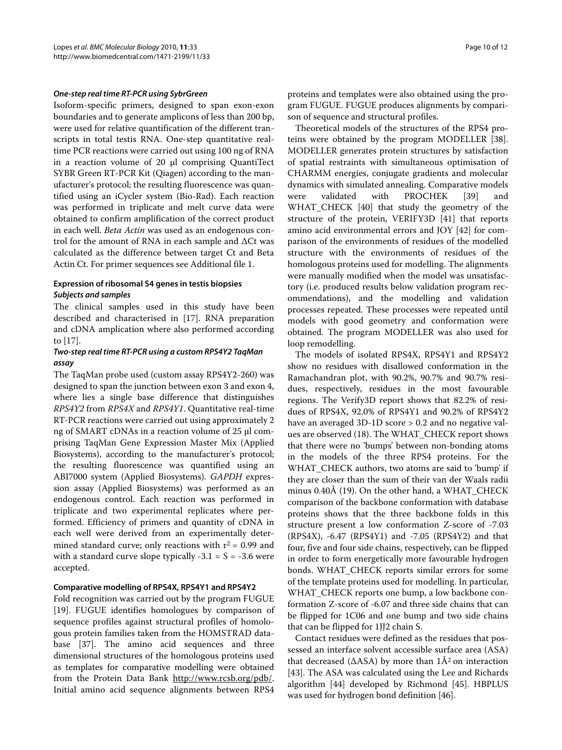#### One-step real time RT-PCR using SybrGreen

Isoform-specific primers, designed to span exon-exon boundaries and to generate amplicons of less than 200 bp, were used for relative quantification of the different transcripts in total testis RNA. One-step quantitative real-time PCR reactions were carried out using 100 ng of RNA in a reaction volume of 20 μl comprising QuantiTect SYBR Green RT-PCR Kit (Qiagen) according to the manufacturer's protocol; the resulting fluorescence was quantified using an iCycler system (Bio-Rad). Each reaction was performed in triplicate and melt curve data were obtained to confirm amplification of the correct product in each well. *Beta Actin* was used as an endogenous control for the amount of RNA in each sample and ΔCt was calculated as the difference between target Ct and Beta Actin Ct. For primer sequences see Additional file 1.

### Expression of ribosomal S4 genes in testis biopsies

#### Subjects and samples

The clinical samples used in this study have been described and characterised in [17]. RNA preparation and cDNA amplication where also performed according to [17].

#### Two-step real time RT-PCR using a custom RPS4Y2 TaqMan assay

The TaqMan probe used (custom assay RPS4Y2-260) was designed to span the junction between exon 3 and exon 4, where lies a single base difference that distinguishes *RPS4Y2* from *RPS4X* and *RPS4Y1*. Quantitative real-time RT-PCR reactions were carried out using approximately 2 ng of SMART cDNAs in a reaction volume of 25 μl comprising TaqMan Gene Expression Master Mix (Applied Biosystems), according to the manufacturer's protocol; the resulting fluorescence was quantified using an ABI7000 system (Applied Biosystems). *GAPDH* expression assay (Applied Biosystems) was performed as an endogenous control. Each reaction was performed in triplicate and two experimental replicates where performed. Efficiency of primers and quantity of cDNA in each well were derived from an experimentally determined standard curve; only reactions with $r^2 = 0.99$ and with a standard curve slope typically $-3.1 = S = -3.6$ were accepted.

### Comparative modelling of RPS4X, RPS4Y1 and RPS4Y2

Fold recognition was carried out by the program FUGUE [19]. FUGUE identifies homologues by comparison of sequence profiles against structural profiles of homologous protein families taken from the HOMSTRAD database [37]. The amino acid sequences and three dimensional structures of the homologous proteins used as templates for comparative modelling were obtained from the Protein Data Bank http://www.rcsb.org/pdb/. Initial amino acid sequence alignments between RPS4 proteins and templates were also obtained using the program FUGUE. FUGUE produces alignments by comparison of sequence and structural profiles.

Theoretical models of the structures of the RPS4 proteins were obtained by the program MODELLER [38]. MODELLER generates protein structures by satisfaction of spatial restraints with simultaneous optimisation of CHARMM energies, conjugate gradients and molecular dynamics with simulated annealing. Comparative models were validated with PROCHEK [39] and WHAT_CHECK [40] that study the geometry of the structure of the protein, VERIFY3D [41] that reports amino acid environmental errors and JOY [42] for comparison of the environments of residues of the modelled structure with the environments of residues of the homologous proteins used for modelling. The alignments were manually modified when the model was unsatisfactory (i.e. produced results below validation program recommendations), and the modelling and validation processes repeated. These processes were repeated until models with good geometry and conformation were obtained. The program MODELLER was also used for loop remodelling.

The models of isolated RPS4X, RPS4Y1 and RPS4Y2 show no residues with disallowed conformation in the Ramachandran plot, with 90.2%, 90.7% and 90.7% residues, respectively, residues in the most favourable regions. The Verify3D report shows that 82.2% of residues of RPS4X, 92.0% of RPS4Y1 and 90.2% of RPS4Y2 have an averaged 3D-1D score > 0.2 and no negative values are observed (18). The WHAT_CHECK report shows that there were no 'bumps' between non-bonding atoms in the models of the three RPS4 proteins. For the WHAT_CHECK authors, two atoms are said to 'bump' if they are closer than the sum of their van der Waals radii minus 0.40Å (19). On the other hand, a WHAT_CHECK comparison of the backbone conformation with database proteins shows that the three backbone folds in this structure present a low conformation Z-score of -7.03 (RPS4X), -6.47 (RPS4Y1) and -7.05 (RPS4Y2) and that four, five and four side chains, respectively, can be flipped in order to form energetically more favourable hydrogen bonds. WHAT_CHECK reports similar errors for some of the template proteins used for modelling. In particular, WHAT_CHECK reports one bump, a low backbone conformation Z-score of -6.07 and three side chains that can be flipped for 1C06 and one bump and two side chains that can be flipped for 1JJ2 chain S.

Contact residues were defined as the residues that possessed an interface solvent accessible surface area (ASA) that decreased (ΔASA) by more than 1Å$^2$ on interaction [43]. The ASA was calculated using the Lee and Richards algorithm [44] developed by Richmond [45]. HBPLUS was used for hydrogen bond definition [46].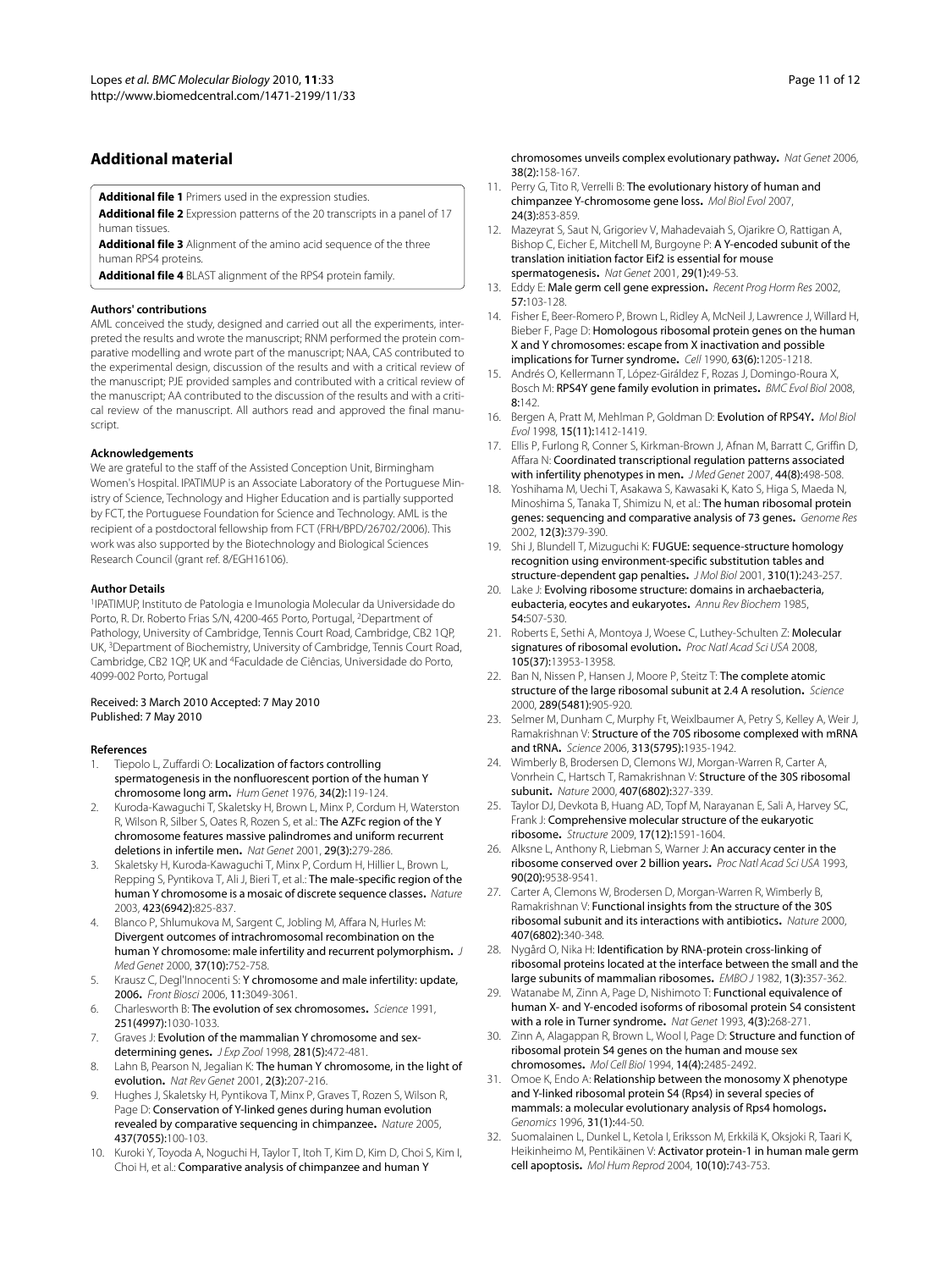## Additional material

**Additional file 1** Primers used in the expression studies.

**Additional file 2** Expression patterns of the 20 transcripts in a panel of 17 human tissues.

**Additional file 3** Alignment of the amino acid sequence of the three human RPS4 proteins.

**Additional file 4** BLAST alignment of the RPS4 protein family.

#### Authors' contributions

AML conceived the study, designed and carried out all the experiments, interpreted the results and wrote the manuscript; RNM performed the protein comparative modelling and wrote part of the manuscript; NAA, CAS contributed to the experimental design, discussion of the results and with a critical review of the manuscript; PJE provided samples and contributed with a critical review of the manuscript; AA contributed to the discussion of the results and with a critical review of the manuscript. All authors read and approved the final manuscript.

#### Acknowledgements

We are grateful to the staff of the Assisted Conception Unit, Birmingham Women's Hospital. IPATIMUP is an Associate Laboratory of the Portuguese Ministry of Science, Technology and Higher Education and is partially supported by FCT, the Portuguese Foundation for Science and Technology. AML is the recipient of a postdoctoral fellowship from FCT (FRH/BPD/26702/2006). This work was also supported by the Biotechnology and Biological Sciences Research Council (grant ref. 8/EGH16106).

#### Author Details

[1]IPATIMUP, Instituto de Patologia e Imunologia Molecular da Universidade do Porto, R. Dr. Roberto Frias S/N, 4200-465 Porto, Portugal, [2]Department of Pathology, University of Cambridge, Tennis Court Road, Cambridge, CB2 1QP, UK, [3]Department of Biochemistry, University of Cambridge, Tennis Court Road, Cambridge, CB2 1QP, UK and [4]Faculdade de Ciências, Universidade do Porto, 4099-002 Porto, Portugal

Received: 3 March 2010 Accepted: 7 May 2010
Published: 7 May 2010

#### References

1. Tiepolo L, Zuffardi O: **Localization of factors controlling spermatogenesis in the nonfluorescent portion of the human Y chromosome long arm.** *Hum Genet* 1976, **34(2):**119-124.
2. Kuroda-Kawaguchi T, Skaletsky H, Brown L, Minx P, Cordum H, Waterston R, Wilson R, Silber S, Oates R, Rozen S, et al.: **The AZFc region of the Y chromosome features massive palindromes and uniform recurrent deletions in infertile men.** *Nat Genet* 2001, **29(3):**279-286.
3. Skaletsky H, Kuroda-Kawaguchi T, Minx P, Cordum H, Hillier L, Brown L, Repping S, Pyntikova T, Ali J, Bieri T, et al.: **The male-specific region of the human Y chromosome is a mosaic of discrete sequence classes.** *Nature* 2003, **423(6942):**825-837.
4. Blanco P, Shlumukova M, Sargent C, Jobling M, Affara N, Hurles M: **Divergent outcomes of intrachromosomal recombination on the human Y chromosome: male infertility and recurrent polymorphism.** *J Med Genet* 2000, **37(10):**752-758.
5. Krausz C, Degl'Innocenti S: **Y chromosome and male infertility: update, 2006.** *Front Biosci* 2006, **11:**3049-3061.
6. Charlesworth B: **The evolution of sex chromosomes.** *Science* 1991, **251(4997):**1030-1033.
7. Graves J: **Evolution of the mammalian Y chromosome and sex-determining genes.** *J Exp Zool* 1998, **281(5):**472-481.
8. Lahn B, Pearson N, Jegalian K: **The human Y chromosome, in the light of evolution.** *Nat Rev Genet* 2001, **2(3):**207-216.
9. Hughes J, Skaletsky H, Pyntikova T, Minx P, Graves T, Rozen S, Wilson R, Page D: **Conservation of Y-linked genes during human evolution revealed by comparative sequencing in chimpanzee.** *Nature* 2005, **437(7055):**100-103.
10. Kuroki Y, Toyoda A, Noguchi H, Taylor T, Itoh T, Kim D, Kim D, Choi S, Kim I, Choi H, et al.: **Comparative analysis of chimpanzee and human Y chromosomes unveils complex evolutionary pathway.** *Nat Genet* 2006, **38(2):**158-167.
11. Perry G, Tito R, Verrelli B: **The evolutionary history of human and chimpanzee Y-chromosome gene loss.** *Mol Biol Evol* 2007, **24(3):**853-859.
12. Mazeyrat S, Saut N, Grigoriev V, Mahadevaiah S, Ojarikre O, Rattigan A, Bishop C, Eicher E, Mitchell M, Burgoyne P: **A Y-encoded subunit of the translation initiation factor Eif2 is essential for mouse spermatogenesis.** *Nat Genet* 2001, **29(1):**49-53.
13. Eddy E: **Male germ cell gene expression.** *Recent Prog Horm Res* 2002, **57:**103-128.
14. Fisher E, Beer-Romero P, Brown L, Ridley A, McNeil J, Lawrence J, Willard H, Bieber F, Page D: **Homologous ribosomal protein genes on the human X and Y chromosomes: escape from X inactivation and possible implications for Turner syndrome.** *Cell* 1990, **63(6):**1205-1218.
15. Andrés O, Kellermann T, López-Giráldez F, Rozas J, Domingo-Roura X, Bosch M: **RPS4Y gene family evolution in primates.** *BMC Evol Biol* 2008, **8:**142.
16. Bergen A, Pratt M, Mehlman P, Goldman D: **Evolution of RPS4Y.** *Mol Biol Evol* 1998, **15(11):**1412-1419.
17. Ellis P, Furlong R, Conner S, Kirkman-Brown J, Afnan M, Barratt C, Griffin D, Affara N: **Coordinated transcriptional regulation patterns associated with infertility phenotypes in men.** *J Med Genet* 2007, **44(8):**498-508.
18. Yoshihama M, Uechi T, Asakawa S, Kawasaki K, Kato S, Higa S, Maeda N, Minoshima S, Tanaka T, Shimizu N, et al.: **The human ribosomal protein genes: sequencing and comparative analysis of 73 genes.** *Genome Res* 2002, **12(3):**379-390.
19. Shi J, Blundell T, Mizuguchi K: **FUGUE: sequence-structure homology recognition using environment-specific substitution tables and structure-dependent gap penalties.** *J Mol Biol* 2001, **310(1):**243-257.
20. Lake J: **Evolving ribosome structure: domains in archaebacteria, eubacteria, eocytes and eukaryotes.** *Annu Rev Biochem* 1985, **54:**507-530.
21. Roberts E, Sethi A, Montoya J, Woese C, Luthey-Schulten Z: **Molecular signatures of ribosomal evolution.** *Proc Natl Acad Sci USA* 2008, **105(37):**13953-13958.
22. Ban N, Nissen P, Hansen J, Moore P, Steitz T: **The complete atomic structure of the large ribosomal subunit at 2.4 A resolution.** *Science* 2000, **289(5481):**905-920.
23. Selmer M, Dunham C, Murphy Ft, Weixlbaumer A, Petry S, Kelley A, Weir J, Ramakrishnan V: **Structure of the 70S ribosome complexed with mRNA and tRNA.** *Science* 2006, **313(5795):**1935-1942.
24. Wimberly B, Brodersen D, Clemons WJ, Morgan-Warren R, Carter A, Vonrhein C, Hartsch T, Ramakrishnan V: **Structure of the 30S ribosomal subunit.** *Nature* 2000, **407(6802):**327-339.
25. Taylor DJ, Devkota B, Huang AD, Topf M, Narayanan E, Sali A, Harvey SC, Frank J: **Comprehensive molecular structure of the eukaryotic ribosome.** *Structure* 2009, **17(12):**1591-1604.
26. Alksne L, Anthony R, Liebman S, Warner J: **An accuracy center in the ribosome conserved over 2 billion years.** *Proc Natl Acad Sci USA* 1993, **90(20):**9538-9541.
27. Carter A, Clemons W, Brodersen D, Morgan-Warren R, Wimberly B, Ramakrishnan V: **Functional insights from the structure of the 30S ribosomal subunit and its interactions with antibiotics.** *Nature* 2000, **407(6802):**340-348.
28. Nygård O, Nika H: **Identification by RNA-protein cross-linking of ribosomal proteins located at the interface between the small and the large subunits of mammalian ribosomes.** *EMBO J* 1982, **1(3):**357-362.
29. Watanabe M, Zinn A, Page D, Nishimoto T: **Functional equivalence of human X- and Y-encoded isoforms of ribosomal protein S4 consistent with a role in Turner syndrome.** *Nat Genet* 1993, **4(3):**268-271.
30. Zinn A, Alagappan R, Brown L, Wool I, Page D: **Structure and function of ribosomal protein S4 genes on the human and mouse sex chromosomes.** *Mol Cell Biol* 1994, **14(4):**2485-2492.
31. Omoe K, Endo A: **Relationship between the monosomy X phenotype and Y-linked ribosomal protein S4 (Rps4) in several species of mammals: a molecular evolutionary analysis of Rps4 homologs.** *Genomics* 1996, **31(1):**44-50.
32. Suomalainen L, Dunkel L, Ketola I, Eriksson M, Erkkilä K, Oksjoki R, Taari K, Heikinheimo M, Pentikäinen V: **Activator protein-1 in human male germ cell apoptosis.** *Mol Hum Reprod* 2004, **10(10):**743-753.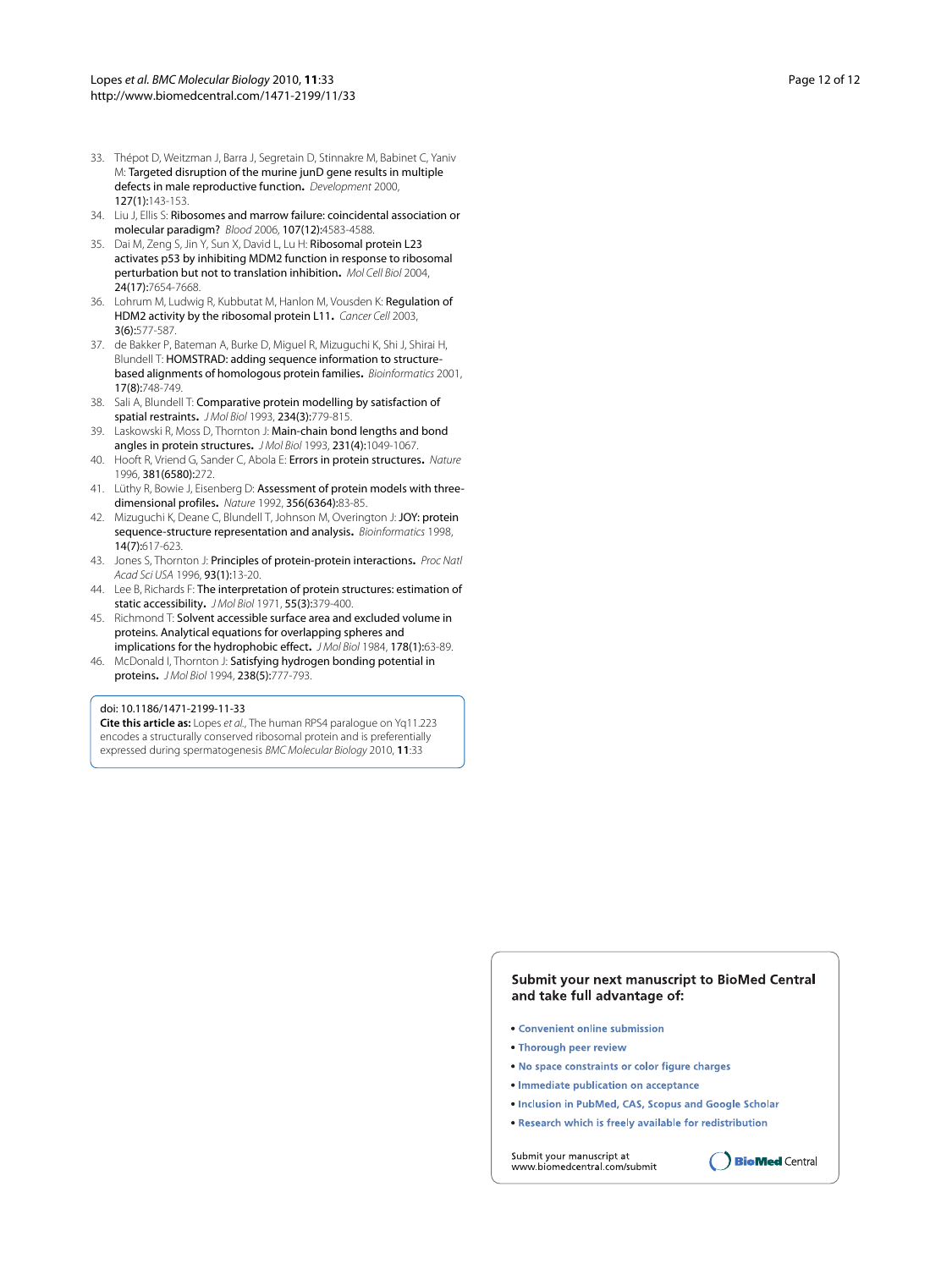33. Thépot D, Weitzman J, Barra J, Segretain D, Stinnakre M, Babinet C, Yaniv M: **Targeted disruption of the murine junD gene results in multiple defects in male reproductive function.** *Development* 2000, **127(1)**:143-153.
34. Liu J, Ellis S: **Ribosomes and marrow failure: coincidental association or molecular paradigm?** *Blood* 2006, **107(12)**:4583-4588.
35. Dai M, Zeng S, Jin Y, Sun X, David L, Lu H: **Ribosomal protein L23 activates p53 by inhibiting MDM2 function in response to ribosomal perturbation but not to translation inhibition.** *Mol Cell Biol* 2004, **24(17)**:7654-7668.
36. Lohrum M, Ludwig R, Kubbutat M, Hanlon M, Vousden K: **Regulation of HDM2 activity by the ribosomal protein L11.** *Cancer Cell* 2003, **3(6)**:577-587.
37. de Bakker P, Bateman A, Burke D, Miguel R, Mizuguchi K, Shi J, Shirai H, Blundell T: **HOMSTRAD: adding sequence information to structure-based alignments of homologous protein families.** *Bioinformatics* 2001, **17(8)**:748-749.
38. Sali A, Blundell T: **Comparative protein modelling by satisfaction of spatial restraints.** *J Mol Biol* 1993, **234(3)**:779-815.
39. Laskowski R, Moss D, Thornton J: **Main-chain bond lengths and bond angles in protein structures.** *J Mol Biol* 1993, **231(4)**:1049-1067.
40. Hooft R, Vriend G, Sander C, Abola E: **Errors in protein structures.** *Nature* 1996, **381(6580)**:272.
41. Lüthy R, Bowie J, Eisenberg D: **Assessment of protein models with three-dimensional profiles.** *Nature* 1992, **356(6364)**:83-85.
42. Mizuguchi K, Deane C, Blundell T, Johnson M, Overington J: **JOY: protein sequence-structure representation and analysis.** *Bioinformatics* 1998, **14(7)**:617-623.
43. Jones S, Thornton J: **Principles of protein-protein interactions.** *Proc Natl Acad Sci USA* 1996, **93(1)**:13-20.
44. Lee B, Richards F: **The interpretation of protein structures: estimation of static accessibility.** *J Mol Biol* 1971, **55(3)**:379-400.
45. Richmond T: **Solvent accessible surface area and excluded volume in proteins. Analytical equations for overlapping spheres and implications for the hydrophobic effect.** *J Mol Biol* 1984, **178(1)**:63-89.
46. McDonald I, Thornton J: **Satisfying hydrogen bonding potential in proteins.** *J Mol Biol* 1994, **238(5)**:777-793.

doi: 10.1186/1471-2199-11-33

**Cite this article as:** Lopes *et al.*, The human RPS4 paralogue on Yq11.223 encodes a structurally conserved ribosomal protein and is preferentially expressed during spermatogenesis *BMC Molecular Biology* 2010, **11**:33

**Submit your next manuscript to BioMed Central and take full advantage of:**

- Convenient online submission
- Thorough peer review
- No space constraints or color figure charges
- Immediate publication on acceptance
- Inclusion in PubMed, CAS, Scopus and Google Scholar
- Research which is freely available for redistribution

Submit your manuscript at www.biomedcentral.com/submit

BioMed Central